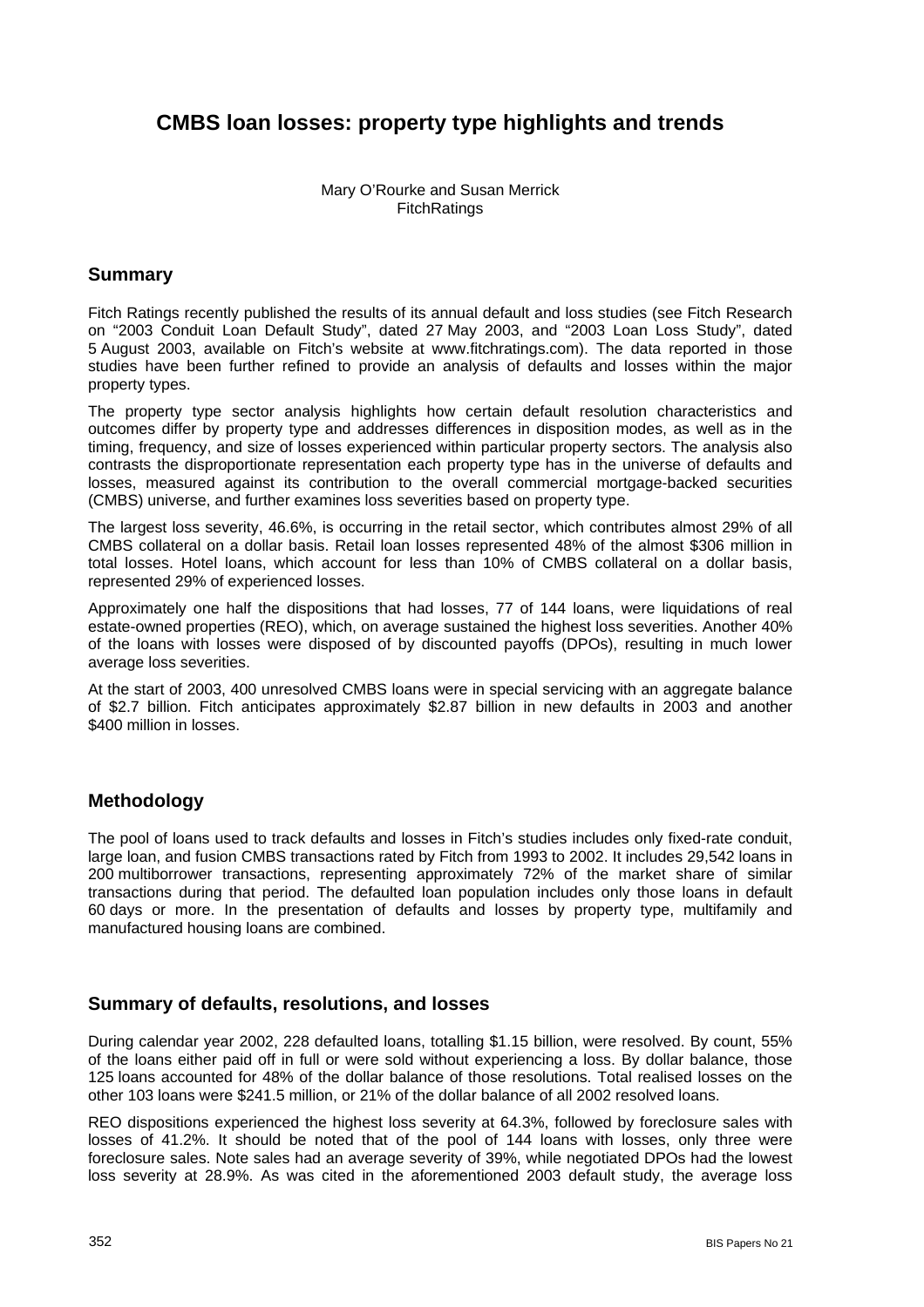# CMBS loan losses: property type highlights and trends

Mary O'Rourke and Susan Merrick
FitchRatings

## Summary

Fitch Ratings recently published the results of its annual default and loss studies (see Fitch Research on "2003 Conduit Loan Default Study", dated 27 May 2003, and "2003 Loan Loss Study", dated 5 August 2003, available on Fitch's website at www.fitchratings.com). The data reported in those studies have been further refined to provide an analysis of defaults and losses within the major property types.

The property type sector analysis highlights how certain default resolution characteristics and outcomes differ by property type and addresses differences in disposition modes, as well as in the timing, frequency, and size of losses experienced within particular property sectors. The analysis also contrasts the disproportionate representation each property type has in the universe of defaults and losses, measured against its contribution to the overall commercial mortgage-backed securities (CMBS) universe, and further examines loss severities based on property type.

The largest loss severity, 46.6%, is occurring in the retail sector, which contributes almost 29% of all CMBS collateral on a dollar basis. Retail loan losses represented 48% of the almost \$306 million in total losses. Hotel loans, which account for less than 10% of CMBS collateral on a dollar basis, represented 29% of experienced losses.

Approximately one half the dispositions that had losses, 77 of 144 loans, were liquidations of real estate-owned properties (REO), which, on average sustained the highest loss severities. Another 40% of the loans with losses were disposed of by discounted payoffs (DPOs), resulting in much lower average loss severities.

At the start of 2003, 400 unresolved CMBS loans were in special servicing with an aggregate balance of \$2.7 billion. Fitch anticipates approximately \$2.87 billion in new defaults in 2003 and another \$400 million in losses.

## Methodology

The pool of loans used to track defaults and losses in Fitch's studies includes only fixed-rate conduit, large loan, and fusion CMBS transactions rated by Fitch from 1993 to 2002. It includes 29,542 loans in 200 multiborrower transactions, representing approximately 72% of the market share of similar transactions during that period. The defaulted loan population includes only those loans in default 60 days or more. In the presentation of defaults and losses by property type, multifamily and manufactured housing loans are combined.

## Summary of defaults, resolutions, and losses

During calendar year 2002, 228 defaulted loans, totalling \$1.15 billion, were resolved. By count, 55% of the loans either paid off in full or were sold without experiencing a loss. By dollar balance, those 125 loans accounted for 48% of the dollar balance of those resolutions. Total realised losses on the other 103 loans were \$241.5 million, or 21% of the dollar balance of all 2002 resolved loans.

REO dispositions experienced the highest loss severity at 64.3%, followed by foreclosure sales with losses of 41.2%. It should be noted that of the pool of 144 loans with losses, only three were foreclosure sales. Note sales had an average severity of 39%, while negotiated DPOs had the lowest loss severity at 28.9%. As was cited in the aforementioned 2003 default study, the average loss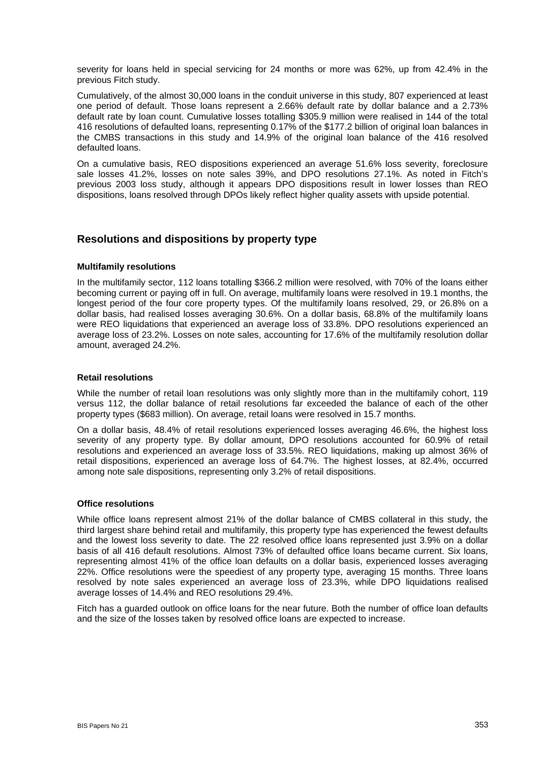severity for loans held in special servicing for 24 months or more was 62%, up from 42.4% in the previous Fitch study.

Cumulatively, of the almost 30,000 loans in the conduit universe in this study, 807 experienced at least one period of default. Those loans represent a 2.66% default rate by dollar balance and a 2.73% default rate by loan count. Cumulative losses totalling $305.9 million were realised in 144 of the total 416 resolutions of defaulted loans, representing 0.17% of the $177.2 billion of original loan balances in the CMBS transactions in this study and 14.9% of the original loan balance of the 416 resolved defaulted loans.

On a cumulative basis, REO dispositions experienced an average 51.6% loss severity, foreclosure sale losses 41.2%, losses on note sales 39%, and DPO resolutions 27.1%. As noted in Fitch's previous 2003 loss study, although it appears DPO dispositions result in lower losses than REO dispositions, loans resolved through DPOs likely reflect higher quality assets with upside potential.

## Resolutions and dispositions by property type

### Multifamily resolutions

In the multifamily sector, 112 loans totalling $366.2 million were resolved, with 70% of the loans either becoming current or paying off in full. On average, multifamily loans were resolved in 19.1 months, the longest period of the four core property types. Of the multifamily loans resolved, 29, or 26.8% on a dollar basis, had realised losses averaging 30.6%. On a dollar basis, 68.8% of the multifamily loans were REO liquidations that experienced an average loss of 33.8%. DPO resolutions experienced an average loss of 23.2%. Losses on note sales, accounting for 17.6% of the multifamily resolution dollar amount, averaged 24.2%.

### Retail resolutions

While the number of retail loan resolutions was only slightly more than in the multifamily cohort, 119 versus 112, the dollar balance of retail resolutions far exceeded the balance of each of the other property types ($683 million). On average, retail loans were resolved in 15.7 months.

On a dollar basis, 48.4% of retail resolutions experienced losses averaging 46.6%, the highest loss severity of any property type. By dollar amount, DPO resolutions accounted for 60.9% of retail resolutions and experienced an average loss of 33.5%. REO liquidations, making up almost 36% of retail dispositions, experienced an average loss of 64.7%. The highest losses, at 82.4%, occurred among note sale dispositions, representing only 3.2% of retail dispositions.

### Office resolutions

While office loans represent almost 21% of the dollar balance of CMBS collateral in this study, the third largest share behind retail and multifamily, this property type has experienced the fewest defaults and the lowest loss severity to date. The 22 resolved office loans represented just 3.9% on a dollar basis of all 416 default resolutions. Almost 73% of defaulted office loans became current. Six loans, representing almost 41% of the office loan defaults on a dollar basis, experienced losses averaging 22%. Office resolutions were the speediest of any property type, averaging 15 months. Three loans resolved by note sales experienced an average loss of 23.3%, while DPO liquidations realised average losses of 14.4% and REO resolutions 29.4%.

Fitch has a guarded outlook on office loans for the near future. Both the number of office loan defaults and the size of the losses taken by resolved office loans are expected to increase.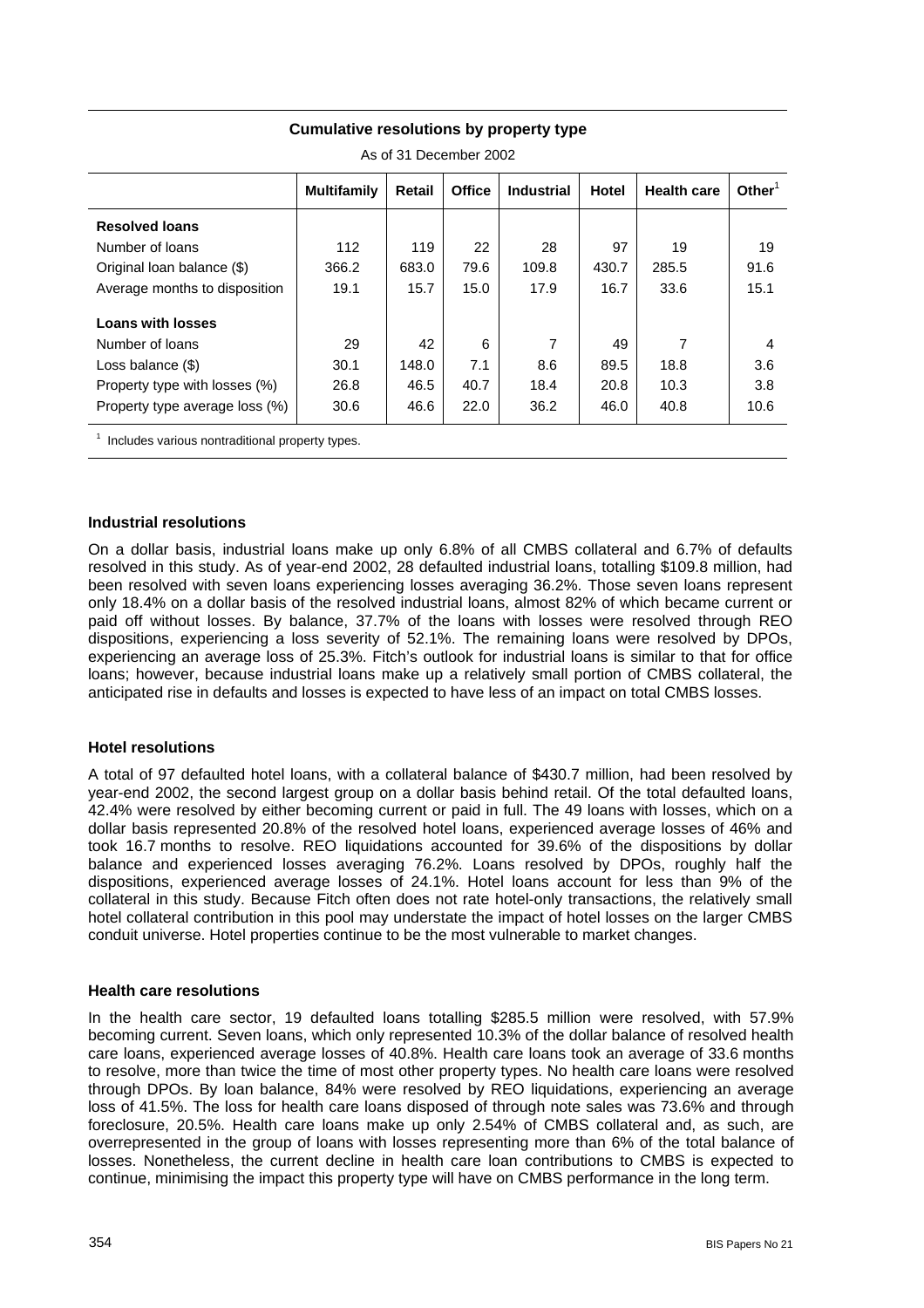**Cumulative resolutions by property type**

As of 31 December 2002

| | Multifamily | Retail | Office | Industrial | Hotel | Health care | Other[1] |
|---|---|---|---|---|---|---|---|
| **Resolved loans** | | | | | | | |
| Number of loans | 112 | 119 | 22 | 28 | 97 | 19 | 19 |
| Original loan balance ($) | 366.2 | 683.0 | 79.6 | 109.8 | 430.7 | 285.5 | 91.6 |
| Average months to disposition | 19.1 | 15.7 | 15.0 | 17.9 | 16.7 | 33.6 | 15.1 |
| **Loans with losses** | | | | | | | |
| Number of loans | 29 | 42 | 6 | 7 | 49 | 7 | 4 |
| Loss balance ($) | 30.1 | 148.0 | 7.1 | 8.6 | 89.5 | 18.8 | 3.6 |
| Property type with losses (%) | 26.8 | 46.5 | 40.7 | 18.4 | 20.8 | 10.3 | 3.8 |
| Property type average loss (%) | 30.6 | 46.6 | 22.0 | 36.2 | 46.0 | 40.8 | 10.6 |

[1] Includes various nontraditional property types.

### Industrial resolutions

On a dollar basis, industrial loans make up only 6.8% of all CMBS collateral and 6.7% of defaults resolved in this study. As of year-end 2002, 28 defaulted industrial loans, totalling $109.8 million, had been resolved with seven loans experiencing losses averaging 36.2%. Those seven loans represent only 18.4% on a dollar basis of the resolved industrial loans, almost 82% of which became current or paid off without losses. By balance, 37.7% of the loans with losses were resolved through REO dispositions, experiencing a loss severity of 52.1%. The remaining loans were resolved by DPOs, experiencing an average loss of 25.3%. Fitch's outlook for industrial loans is similar to that for office loans; however, because industrial loans make up a relatively small portion of CMBS collateral, the anticipated rise in defaults and losses is expected to have less of an impact on total CMBS losses.

### Hotel resolutions

A total of 97 defaulted hotel loans, with a collateral balance of $430.7 million, had been resolved by year-end 2002, the second largest group on a dollar basis behind retail. Of the total defaulted loans, 42.4% were resolved by either becoming current or paid in full. The 49 loans with losses, which on a dollar basis represented 20.8% of the resolved hotel loans, experienced average losses of 46% and took 16.7 months to resolve. REO liquidations accounted for 39.6% of the dispositions by dollar balance and experienced losses averaging 76.2%. Loans resolved by DPOs, roughly half the dispositions, experienced average losses of 24.1%. Hotel loans account for less than 9% of the collateral in this study. Because Fitch often does not rate hotel-only transactions, the relatively small hotel collateral contribution in this pool may understate the impact of hotel losses on the larger CMBS conduit universe. Hotel properties continue to be the most vulnerable to market changes.

### Health care resolutions

In the health care sector, 19 defaulted loans totalling $285.5 million were resolved, with 57.9% becoming current. Seven loans, which only represented 10.3% of the dollar balance of resolved health care loans, experienced average losses of 40.8%. Health care loans took an average of 33.6 months to resolve, more than twice the time of most other property types. No health care loans were resolved through DPOs. By loan balance, 84% were resolved by REO liquidations, experiencing an average loss of 41.5%. The loss for health care loans disposed of through note sales was 73.6% and through foreclosure, 20.5%. Health care loans make up only 2.54% of CMBS collateral and, as such, are overrepresented in the group of loans with losses representing more than 6% of the total balance of losses. Nonetheless, the current decline in health care loan contributions to CMBS is expected to continue, minimising the impact this property type will have on CMBS performance in the long term.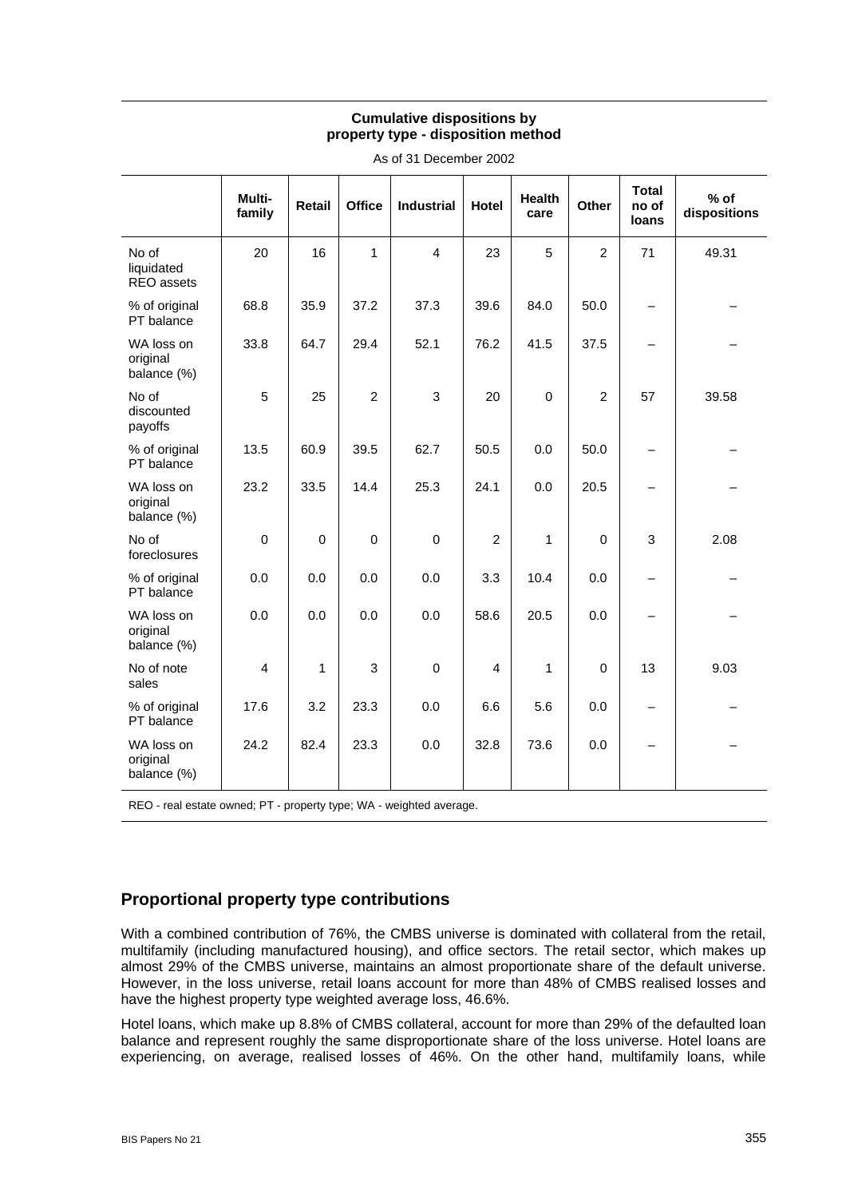**Cumulative dispositions by property type - disposition method**

As of 31 December 2002

| | Multi-family | Retail | Office | Industrial | Hotel | Health care | Other | Total no of loans | % of dispositions |
|---|---|---|---|---|---|---|---|---|---|
| No of liquidated REO assets | 20 | 16 | 1 | 4 | 23 | 5 | 2 | 71 | 49.31 |
| % of original PT balance | 68.8 | 35.9 | 37.2 | 37.3 | 39.6 | 84.0 | 50.0 | – | – |
| WA loss on original balance (%) | 33.8 | 64.7 | 29.4 | 52.1 | 76.2 | 41.5 | 37.5 | – | – |
| No of discounted payoffs | 5 | 25 | 2 | 3 | 20 | 0 | 2 | 57 | 39.58 |
| % of original PT balance | 13.5 | 60.9 | 39.5 | 62.7 | 50.5 | 0.0 | 50.0 | – | – |
| WA loss on original balance (%) | 23.2 | 33.5 | 14.4 | 25.3 | 24.1 | 0.0 | 20.5 | – | – |
| No of foreclosures | 0 | 0 | 0 | 0 | 2 | 1 | 0 | 3 | 2.08 |
| % of original PT balance | 0.0 | 0.0 | 0.0 | 0.0 | 3.3 | 10.4 | 0.0 | – | – |
| WA loss on original balance (%) | 0.0 | 0.0 | 0.0 | 0.0 | 58.6 | 20.5 | 0.0 | – | – |
| No of note sales | 4 | 1 | 3 | 0 | 4 | 1 | 0 | 13 | 9.03 |
| % of original PT balance | 17.6 | 3.2 | 23.3 | 0.0 | 6.6 | 5.6 | 0.0 | – | – |
| WA loss on original balance (%) | 24.2 | 82.4 | 23.3 | 0.0 | 32.8 | 73.6 | 0.0 | – | – |

REO - real estate owned; PT - property type; WA - weighted average.

## Proportional property type contributions

With a combined contribution of 76%, the CMBS universe is dominated with collateral from the retail, multifamily (including manufactured housing), and office sectors. The retail sector, which makes up almost 29% of the CMBS universe, maintains an almost proportionate share of the default universe. However, in the loss universe, retail loans account for more than 48% of CMBS realised losses and have the highest property type weighted average loss, 46.6%.

Hotel loans, which make up 8.8% of CMBS collateral, account for more than 29% of the defaulted loan balance and represent roughly the same disproportionate share of the loss universe. Hotel loans are experiencing, on average, realised losses of 46%. On the other hand, multifamily loans, while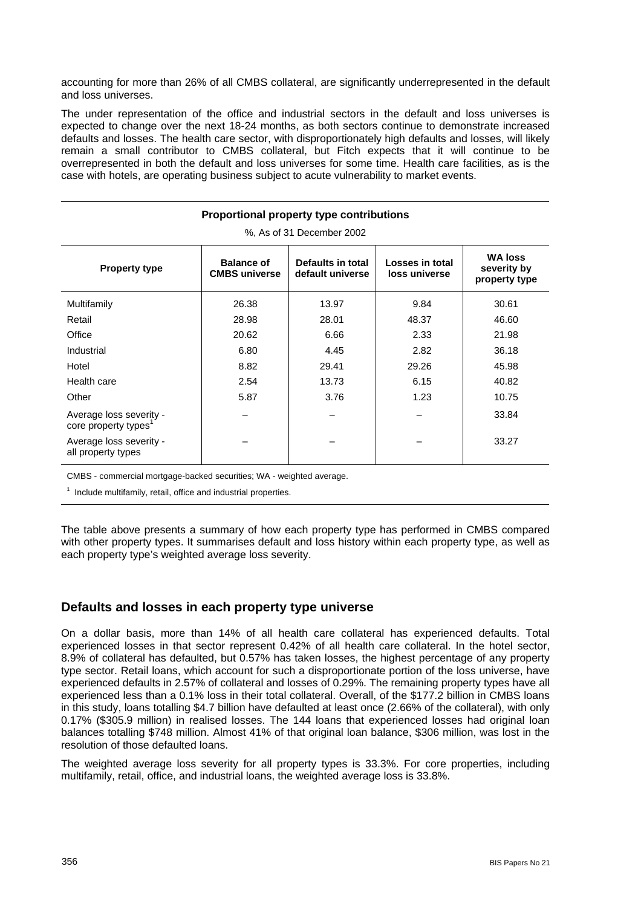accounting for more than 26% of all CMBS collateral, are significantly underrepresented in the default and loss universes.

The under representation of the office and industrial sectors in the default and loss universes is expected to change over the next 18-24 months, as both sectors continue to demonstrate increased defaults and losses. The health care sector, with disproportionately high defaults and losses, will likely remain a small contributor to CMBS collateral, but Fitch expects that it will continue to be overrepresented in both the default and loss universes for some time. Health care facilities, as is the case with hotels, are operating business subject to acute vulnerability to market events.

**Proportional property type contributions**

%, As of 31 December 2002

| Property type | Balance of CMBS universe | Defaults in total default universe | Losses in total loss universe | WA loss severity by property type |
|---|---|---|---|---|
| Multifamily | 26.38 | 13.97 | 9.84 | 30.61 |
| Retail | 28.98 | 28.01 | 48.37 | 46.60 |
| Office | 20.62 | 6.66 | 2.33 | 21.98 |
| Industrial | 6.80 | 4.45 | 2.82 | 36.18 |
| Hotel | 8.82 | 29.41 | 29.26 | 45.98 |
| Health care | 2.54 | 13.73 | 6.15 | 40.82 |
| Other | 5.87 | 3.76 | 1.23 | 10.75 |
| Average loss severity - core property types[1] | – | – | – | 33.84 |
| Average loss severity - all property types | – | – | – | 33.27 |

CMBS - commercial mortgage-backed securities; WA - weighted average.

[1] Include multifamily, retail, office and industrial properties.

The table above presents a summary of how each property type has performed in CMBS compared with other property types. It summarises default and loss history within each property type, as well as each property type's weighted average loss severity.

## Defaults and losses in each property type universe

On a dollar basis, more than 14% of all health care collateral has experienced defaults. Total experienced losses in that sector represent 0.42% of all health care collateral. In the hotel sector, 8.9% of collateral has defaulted, but 0.57% has taken losses, the highest percentage of any property type sector. Retail loans, which account for such a disproportionate portion of the loss universe, have experienced defaults in 2.57% of collateral and losses of 0.29%. The remaining property types have all experienced less than a 0.1% loss in their total collateral. Overall, of the \$177.2 billion in CMBS loans in this study, loans totalling \$4.7 billion have defaulted at least once (2.66% of the collateral), with only 0.17% (\$305.9 million) in realised losses. The 144 loans that experienced losses had original loan balances totalling \$748 million. Almost 41% of that original loan balance, \$306 million, was lost in the resolution of those defaulted loans.

The weighted average loss severity for all property types is 33.3%. For core properties, including multifamily, retail, office, and industrial loans, the weighted average loss is 33.8%.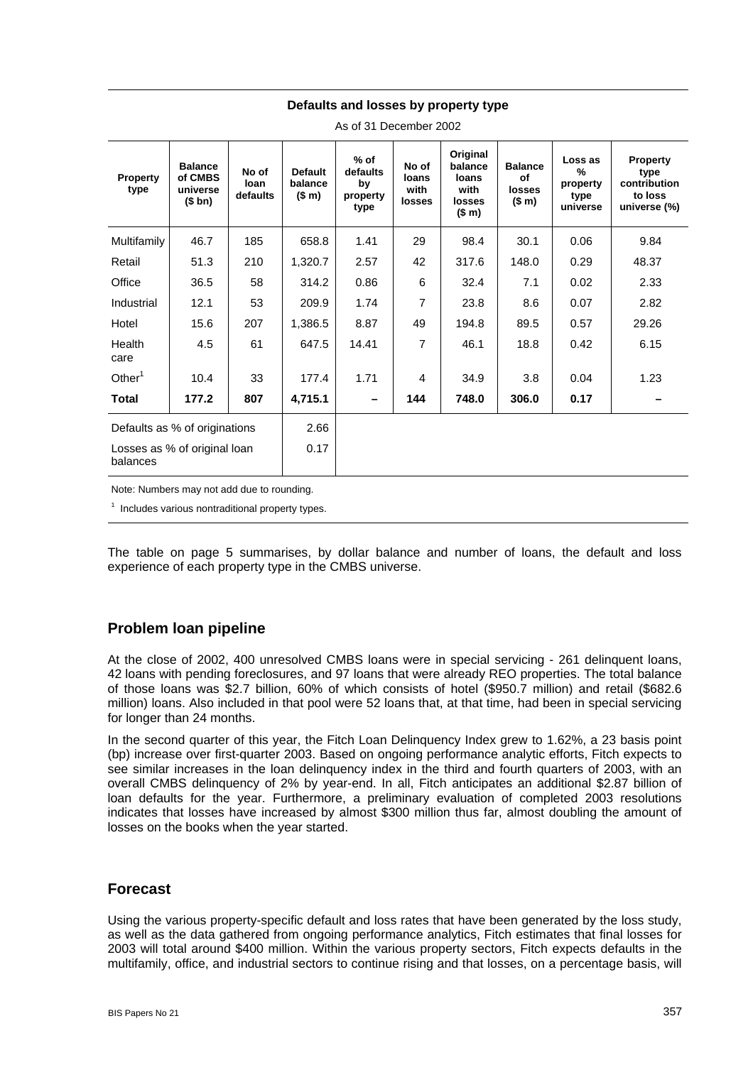**Defaults and losses by property type**

As of 31 December 2002

| Property type | Balance of CMBS universe ($ bn) | No of loan defaults | Default balance ($ m) | % of defaults by property type | No of loans with losses | Original balance loans with losses ($ m) | Balance of losses ($ m) | Loss as % property type universe | Property type contribution to loss universe (%) |
|---|---|---|---|---|---|---|---|---|---|
| Multifamily | 46.7 | 185 | 658.8 | 1.41 | 29 | 98.4 | 30.1 | 0.06 | 9.84 |
| Retail | 51.3 | 210 | 1,320.7 | 2.57 | 42 | 317.6 | 148.0 | 0.29 | 48.37 |
| Office | 36.5 | 58 | 314.2 | 0.86 | 6 | 32.4 | 7.1 | 0.02 | 2.33 |
| Industrial | 12.1 | 53 | 209.9 | 1.74 | 7 | 23.8 | 8.6 | 0.07 | 2.82 |
| Hotel | 15.6 | 207 | 1,386.5 | 8.87 | 49 | 194.8 | 89.5 | 0.57 | 29.26 |
| Health care | 4.5 | 61 | 647.5 | 14.41 | 7 | 46.1 | 18.8 | 0.42 | 6.15 |
| Other[1] | 10.4 | 33 | 177.4 | 1.71 | 4 | 34.9 | 3.8 | 0.04 | 1.23 |
| **Total** | **177.2** | **807** | **4,715.1** | **–** | **144** | **748.0** | **306.0** | **0.17** | **–** |
| Defaults as % of originations | | | 2.66 | | | | | | |
| Losses as % of original loan balances | | | 0.17 | | | | | | |

Note: Numbers may not add due to rounding.

[1] Includes various nontraditional property types.

The table on page 5 summarises, by dollar balance and number of loans, the default and loss experience of each property type in the CMBS universe.

## Problem loan pipeline

At the close of 2002, 400 unresolved CMBS loans were in special servicing - 261 delinquent loans, 42 loans with pending foreclosures, and 97 loans that were already REO properties. The total balance of those loans was $2.7 billion, 60% of which consists of hotel ($950.7 million) and retail ($682.6 million) loans. Also included in that pool were 52 loans that, at that time, had been in special servicing for longer than 24 months.

In the second quarter of this year, the Fitch Loan Delinquency Index grew to 1.62%, a 23 basis point (bp) increase over first-quarter 2003. Based on ongoing performance analytic efforts, Fitch expects to see similar increases in the loan delinquency index in the third and fourth quarters of 2003, with an overall CMBS delinquency of 2% by year-end. In all, Fitch anticipates an additional $2.87 billion of loan defaults for the year. Furthermore, a preliminary evaluation of completed 2003 resolutions indicates that losses have increased by almost $300 million thus far, almost doubling the amount of losses on the books when the year started.

## Forecast

Using the various property-specific default and loss rates that have been generated by the loss study, as well as the data gathered from ongoing performance analytics, Fitch estimates that final losses for 2003 will total around $400 million. Within the various property sectors, Fitch expects defaults in the multifamily, office, and industrial sectors to continue rising and that losses, on a percentage basis, will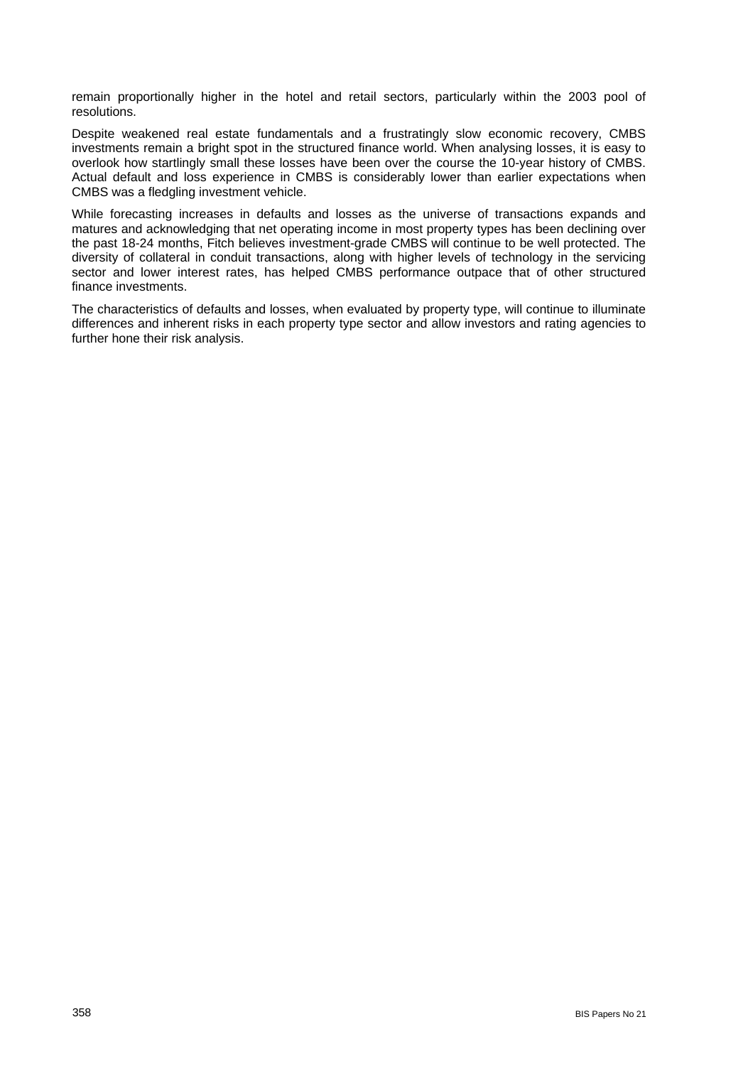remain proportionally higher in the hotel and retail sectors, particularly within the 2003 pool of resolutions.

Despite weakened real estate fundamentals and a frustratingly slow economic recovery, CMBS investments remain a bright spot in the structured finance world. When analysing losses, it is easy to overlook how startlingly small these losses have been over the course the 10-year history of CMBS. Actual default and loss experience in CMBS is considerably lower than earlier expectations when CMBS was a fledgling investment vehicle.

While forecasting increases in defaults and losses as the universe of transactions expands and matures and acknowledging that net operating income in most property types has been declining over the past 18-24 months, Fitch believes investment-grade CMBS will continue to be well protected. The diversity of collateral in conduit transactions, along with higher levels of technology in the servicing sector and lower interest rates, has helped CMBS performance outpace that of other structured finance investments.

The characteristics of defaults and losses, when evaluated by property type, will continue to illuminate differences and inherent risks in each property type sector and allow investors and rating agencies to further hone their risk analysis.